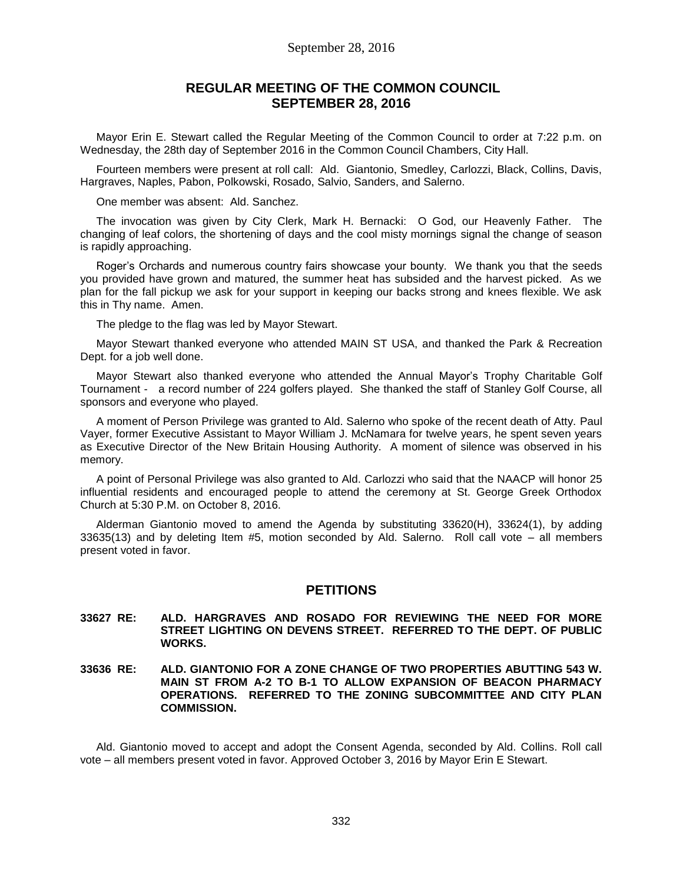# REGULAR MEETING OF THE COMMON COUNCIL SEPTEMBER 28, 2016

Mayor Erin E. Stewart called the Regular Meeting of the Common Council to order at 7:22 p.m. on Wednesday, the 28th day of September 2016 in the Common Council Chambers, City Hall.

Fourteen members were present at roll call: Ald. Giantonio, Smedley, Carlozzi, Black, Collins, Davis, Hargraves, Naples, Pabon, Polkowski, Rosado, Salvio, Sanders, and Salerno.

One member was absent: Ald. Sanchez.

The invocation was given by City Clerk, Mark H. Bernacki: O God, our Heavenly Father. The changing of leaf colors, the shortening of days and the cool misty mornings signal the change of season is rapidly approaching.

Roger's Orchards and numerous country fairs showcase your bounty. We thank you that the seeds you provided have grown and matured, the summer heat has subsided and the harvest picked. As we plan for the fall pickup we ask for your support in keeping our backs strong and knees flexible. We ask this in Thy name. Amen.

The pledge to the flag was led by Mayor Stewart.

Mayor Stewart thanked everyone who attended MAIN ST USA, and thanked the Park & Recreation Dept. for a job well done.

Mayor Stewart also thanked everyone who attended the Annual Mayor's Trophy Charitable Golf Tournament - a record number of 224 golfers played. She thanked the staff of Stanley Golf Course, all sponsors and everyone who played.

A moment of Person Privilege was granted to Ald. Salerno who spoke of the recent death of Atty. Paul Vayer, former Executive Assistant to Mayor William J. McNamara for twelve years, he spent seven years as Executive Director of the New Britain Housing Authority. A moment of silence was observed in his memory.

A point of Personal Privilege was also granted to Ald. Carlozzi who said that the NAACP will honor 25 influential residents and encouraged people to attend the ceremony at St. George Greek Orthodox Church at 5:30 P.M. on October 8, 2016.

Alderman Giantonio moved to amend the Agenda by substituting 33620(H), 33624(1), by adding 33635(13) and by deleting Item #5, motion seconded by Ald. Salerno. Roll call vote – all members present voted in favor.

## PETITIONS

**33627 RE: ALD. HARGRAVES AND ROSADO FOR REVIEWING THE NEED FOR MORE STREET LIGHTING ON DEVENS STREET. REFERRED TO THE DEPT. OF PUBLIC WORKS.**

**33636 RE: ALD. GIANTONIO FOR A ZONE CHANGE OF TWO PROPERTIES ABUTTING 543 W. MAIN ST FROM A-2 TO B-1 TO ALLOW EXPANSION OF BEACON PHARMACY OPERATIONS. REFERRED TO THE ZONING SUBCOMMITTEE AND CITY PLAN COMMISSION.**

Ald. Giantonio moved to accept and adopt the Consent Agenda, seconded by Ald. Collins. Roll call vote – all members present voted in favor. Approved October 3, 2016 by Mayor Erin E Stewart.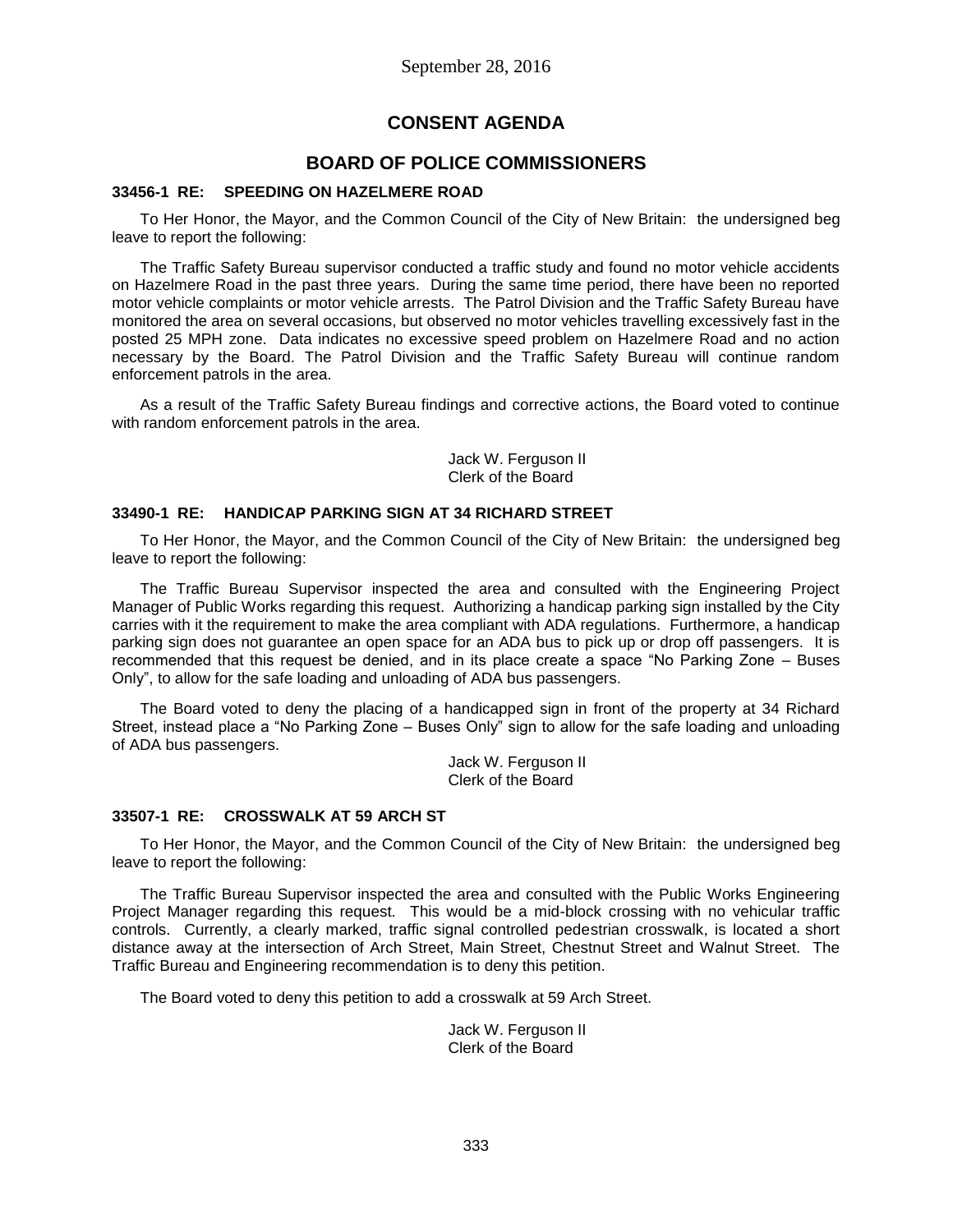September 28, 2016

# CONSENT AGENDA

## BOARD OF POLICE COMMISSIONERS

### 33456-1 RE: SPEEDING ON HAZELMERE ROAD

To Her Honor, the Mayor, and the Common Council of the City of New Britain: the undersigned beg leave to report the following:

The Traffic Safety Bureau supervisor conducted a traffic study and found no motor vehicle accidents on Hazelmere Road in the past three years. During the same time period, there have been no reported motor vehicle complaints or motor vehicle arrests. The Patrol Division and the Traffic Safety Bureau have monitored the area on several occasions, but observed no motor vehicles travelling excessively fast in the posted 25 MPH zone. Data indicates no excessive speed problem on Hazelmere Road and no action necessary by the Board. The Patrol Division and the Traffic Safety Bureau will continue random enforcement patrols in the area.

As a result of the Traffic Safety Bureau findings and corrective actions, the Board voted to continue with random enforcement patrols in the area.

Jack W. Ferguson II
Clerk of the Board

### 33490-1 RE: HANDICAP PARKING SIGN AT 34 RICHARD STREET

To Her Honor, the Mayor, and the Common Council of the City of New Britain: the undersigned beg leave to report the following:

The Traffic Bureau Supervisor inspected the area and consulted with the Engineering Project Manager of Public Works regarding this request. Authorizing a handicap parking sign installed by the City carries with it the requirement to make the area compliant with ADA regulations. Furthermore, a handicap parking sign does not guarantee an open space for an ADA bus to pick up or drop off passengers. It is recommended that this request be denied, and in its place create a space "No Parking Zone – Buses Only", to allow for the safe loading and unloading of ADA bus passengers.

The Board voted to deny the placing of a handicapped sign in front of the property at 34 Richard Street, instead place a "No Parking Zone – Buses Only" sign to allow for the safe loading and unloading of ADA bus passengers.

Jack W. Ferguson II
Clerk of the Board

### 33507-1 RE: CROSSWALK AT 59 ARCH ST

To Her Honor, the Mayor, and the Common Council of the City of New Britain: the undersigned beg leave to report the following:

The Traffic Bureau Supervisor inspected the area and consulted with the Public Works Engineering Project Manager regarding this request. This would be a mid-block crossing with no vehicular traffic controls. Currently, a clearly marked, traffic signal controlled pedestrian crosswalk, is located a short distance away at the intersection of Arch Street, Main Street, Chestnut Street and Walnut Street. The Traffic Bureau and Engineering recommendation is to deny this petition.

The Board voted to deny this petition to add a crosswalk at 59 Arch Street.

Jack W. Ferguson II
Clerk of the Board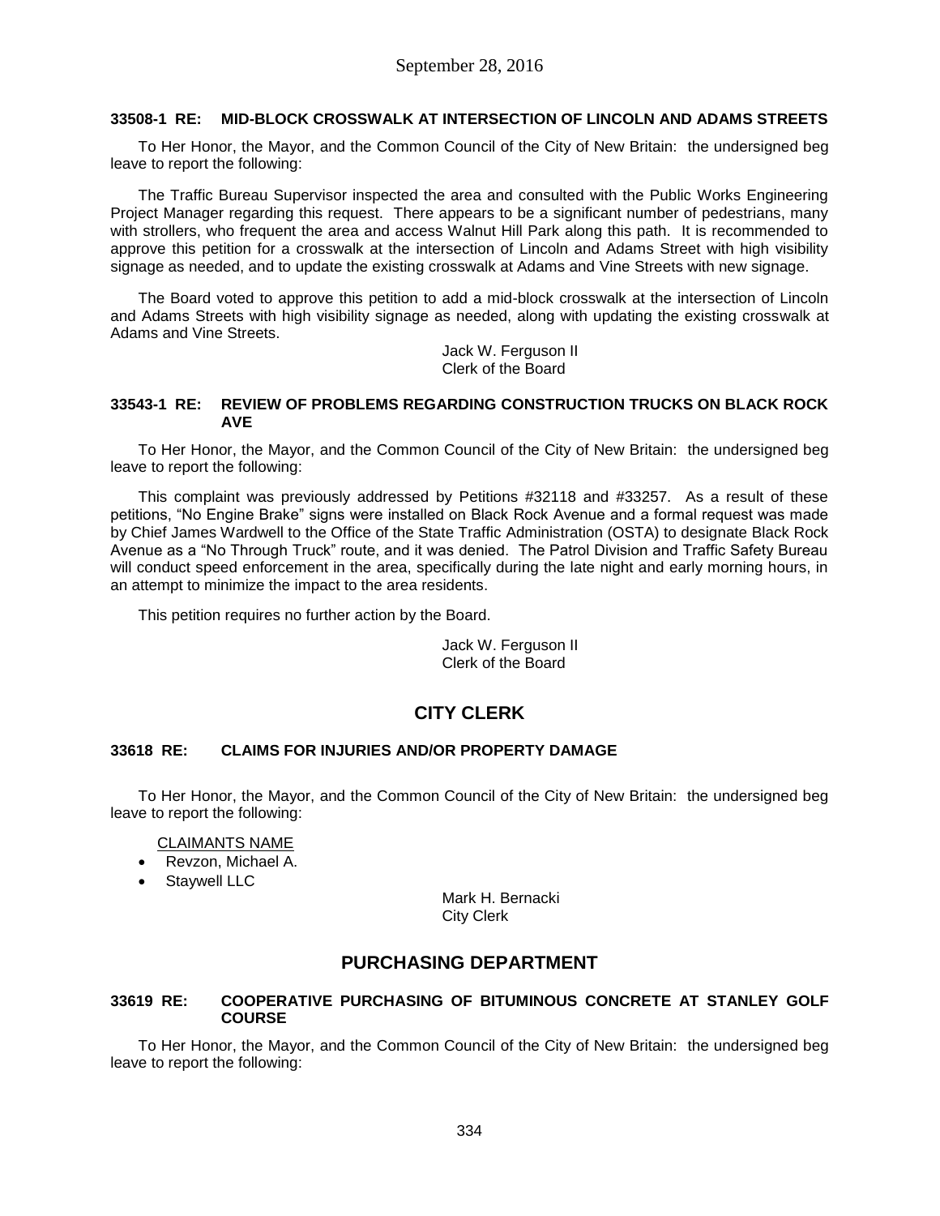**33508-1 RE: MID-BLOCK CROSSWALK AT INTERSECTION OF LINCOLN AND ADAMS STREETS**

To Her Honor, the Mayor, and the Common Council of the City of New Britain: the undersigned beg leave to report the following:

The Traffic Bureau Supervisor inspected the area and consulted with the Public Works Engineering Project Manager regarding this request. There appears to be a significant number of pedestrians, many with strollers, who frequent the area and access Walnut Hill Park along this path. It is recommended to approve this petition for a crosswalk at the intersection of Lincoln and Adams Street with high visibility signage as needed, and to update the existing crosswalk at Adams and Vine Streets with new signage.

The Board voted to approve this petition to add a mid-block crosswalk at the intersection of Lincoln and Adams Streets with high visibility signage as needed, along with updating the existing crosswalk at Adams and Vine Streets.

Jack W. Ferguson II
Clerk of the Board

**33543-1 RE: REVIEW OF PROBLEMS REGARDING CONSTRUCTION TRUCKS ON BLACK ROCK AVE**

To Her Honor, the Mayor, and the Common Council of the City of New Britain: the undersigned beg leave to report the following:

This complaint was previously addressed by Petitions #32118 and #33257. As a result of these petitions, "No Engine Brake" signs were installed on Black Rock Avenue and a formal request was made by Chief James Wardwell to the Office of the State Traffic Administration (OSTA) to designate Black Rock Avenue as a "No Through Truck" route, and it was denied. The Patrol Division and Traffic Safety Bureau will conduct speed enforcement in the area, specifically during the late night and early morning hours, in an attempt to minimize the impact to the area residents.

This petition requires no further action by the Board.

Jack W. Ferguson II
Clerk of the Board

## CITY CLERK

**33618 RE: CLAIMS FOR INJURIES AND/OR PROPERTY DAMAGE**

To Her Honor, the Mayor, and the Common Council of the City of New Britain: the undersigned beg leave to report the following:

CLAIMANTS NAME

- Revzon, Michael A.
- Staywell LLC

Mark H. Bernacki
City Clerk

## PURCHASING DEPARTMENT

**33619 RE: COOPERATIVE PURCHASING OF BITUMINOUS CONCRETE AT STANLEY GOLF COURSE**

To Her Honor, the Mayor, and the Common Council of the City of New Britain: the undersigned beg leave to report the following: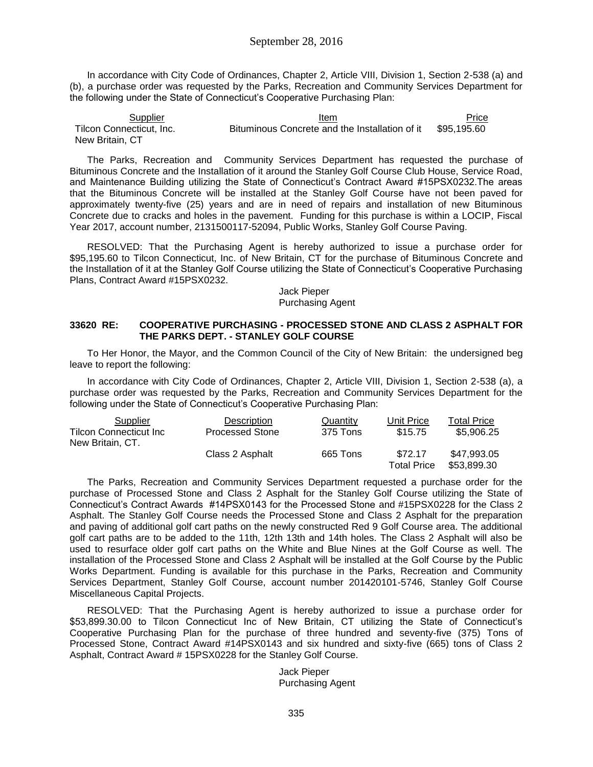In accordance with City Code of Ordinances, Chapter 2, Article VIII, Division 1, Section 2-538 (a) and (b), a purchase order was requested by the Parks, Recreation and Community Services Department for the following under the State of Connecticut's Cooperative Purchasing Plan:

| Supplier | Item | Price |
|---|---|---|
| Tilcon Connecticut, Inc. New Britain, CT | Bituminous Concrete and the Installation of it | $95,195.60 |

The Parks, Recreation and Community Services Department has requested the purchase of Bituminous Concrete and the Installation of it around the Stanley Golf Course Club House, Service Road, and Maintenance Building utilizing the State of Connecticut's Contract Award #15PSX0232.The areas that the Bituminous Concrete will be installed at the Stanley Golf Course have not been paved for approximately twenty-five (25) years and are in need of repairs and installation of new Bituminous Concrete due to cracks and holes in the pavement. Funding for this purchase is within a LOCIP, Fiscal Year 2017, account number, 2131500117-52094, Public Works, Stanley Golf Course Paving.

RESOLVED: That the Purchasing Agent is hereby authorized to issue a purchase order for $95,195.60 to Tilcon Connecticut, Inc. of New Britain, CT for the purchase of Bituminous Concrete and the Installation of it at the Stanley Golf Course utilizing the State of Connecticut's Cooperative Purchasing Plans, Contract Award #15PSX0232.

Jack Pieper
Purchasing Agent

**33620 RE: COOPERATIVE PURCHASING - PROCESSED STONE AND CLASS 2 ASPHALT FOR THE PARKS DEPT. - STANLEY GOLF COURSE**

To Her Honor, the Mayor, and the Common Council of the City of New Britain: the undersigned beg leave to report the following:

In accordance with City Code of Ordinances, Chapter 2, Article VIII, Division 1, Section 2-538 (a), a purchase order was requested by the Parks, Recreation and Community Services Department for the following under the State of Connecticut's Cooperative Purchasing Plan:

| Supplier | Description | Quantity | Unit Price | Total Price |
|---|---|---|---|---|
| Tilcon Connecticut Inc New Britain, CT. | Processed Stone | 375 Tons | $15.75 | $5,906.25 |
| | Class 2 Asphalt | 665 Tons | $72.17 | $47,993.05 |
| | | | Total Price | $53,899.30 |

The Parks, Recreation and Community Services Department requested a purchase order for the purchase of Processed Stone and Class 2 Asphalt for the Stanley Golf Course utilizing the State of Connecticut's Contract Awards #14PSX0143 for the Processed Stone and #15PSX0228 for the Class 2 Asphalt. The Stanley Golf Course needs the Processed Stone and Class 2 Asphalt for the preparation and paving of additional golf cart paths on the newly constructed Red 9 Golf Course area. The additional golf cart paths are to be added to the 11th, 12th 13th and 14th holes. The Class 2 Asphalt will also be used to resurface older golf cart paths on the White and Blue Nines at the Golf Course as well. The installation of the Processed Stone and Class 2 Asphalt will be installed at the Golf Course by the Public Works Department. Funding is available for this purchase in the Parks, Recreation and Community Services Department, Stanley Golf Course, account number 201420101-5746, Stanley Golf Course Miscellaneous Capital Projects.

RESOLVED: That the Purchasing Agent is hereby authorized to issue a purchase order for $53,899.30.00 to Tilcon Connecticut Inc of New Britain, CT utilizing the State of Connecticut's Cooperative Purchasing Plan for the purchase of three hundred and seventy-five (375) Tons of Processed Stone, Contract Award #14PSX0143 and six hundred and sixty-five (665) tons of Class 2 Asphalt, Contract Award # 15PSX0228 for the Stanley Golf Course.

Jack Pieper
Purchasing Agent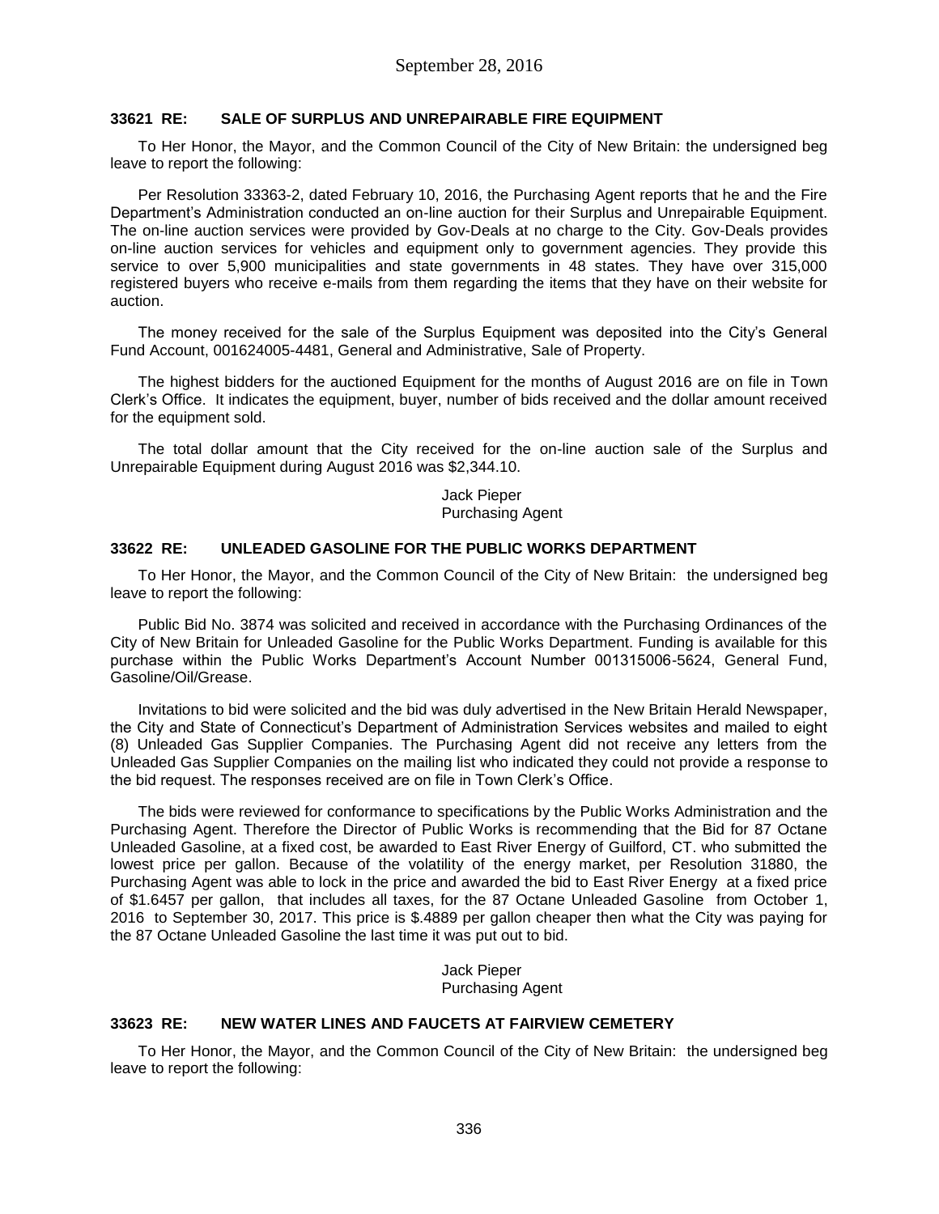### 33621 RE: SALE OF SURPLUS AND UNREPAIRABLE FIRE EQUIPMENT

To Her Honor, the Mayor, and the Common Council of the City of New Britain: the undersigned beg leave to report the following:

Per Resolution 33363-2, dated February 10, 2016, the Purchasing Agent reports that he and the Fire Department's Administration conducted an on-line auction for their Surplus and Unrepairable Equipment. The on-line auction services were provided by Gov-Deals at no charge to the City. Gov-Deals provides on-line auction services for vehicles and equipment only to government agencies. They provide this service to over 5,900 municipalities and state governments in 48 states. They have over 315,000 registered buyers who receive e-mails from them regarding the items that they have on their website for auction.

The money received for the sale of the Surplus Equipment was deposited into the City's General Fund Account, 001624005-4481, General and Administrative, Sale of Property.

The highest bidders for the auctioned Equipment for the months of August 2016 are on file in Town Clerk's Office. It indicates the equipment, buyer, number of bids received and the dollar amount received for the equipment sold.

The total dollar amount that the City received for the on-line auction sale of the Surplus and Unrepairable Equipment during August 2016 was $2,344.10.

Jack Pieper
Purchasing Agent

### 33622 RE: UNLEADED GASOLINE FOR THE PUBLIC WORKS DEPARTMENT

To Her Honor, the Mayor, and the Common Council of the City of New Britain: the undersigned beg leave to report the following:

Public Bid No. 3874 was solicited and received in accordance with the Purchasing Ordinances of the City of New Britain for Unleaded Gasoline for the Public Works Department. Funding is available for this purchase within the Public Works Department's Account Number 001315006-5624, General Fund, Gasoline/Oil/Grease.

Invitations to bid were solicited and the bid was duly advertised in the New Britain Herald Newspaper, the City and State of Connecticut's Department of Administration Services websites and mailed to eight (8) Unleaded Gas Supplier Companies. The Purchasing Agent did not receive any letters from the Unleaded Gas Supplier Companies on the mailing list who indicated they could not provide a response to the bid request. The responses received are on file in Town Clerk's Office.

The bids were reviewed for conformance to specifications by the Public Works Administration and the Purchasing Agent. Therefore the Director of Public Works is recommending that the Bid for 87 Octane Unleaded Gasoline, at a fixed cost, be awarded to East River Energy of Guilford, CT. who submitted the lowest price per gallon. Because of the volatility of the energy market, per Resolution 31880, the Purchasing Agent was able to lock in the price and awarded the bid to East River Energy at a fixed price of $1.6457 per gallon, that includes all taxes, for the 87 Octane Unleaded Gasoline from October 1, 2016 to September 30, 2017. This price is $.4889 per gallon cheaper then what the City was paying for the 87 Octane Unleaded Gasoline the last time it was put out to bid.

Jack Pieper
Purchasing Agent

### 33623 RE: NEW WATER LINES AND FAUCETS AT FAIRVIEW CEMETERY

To Her Honor, the Mayor, and the Common Council of the City of New Britain: the undersigned beg leave to report the following: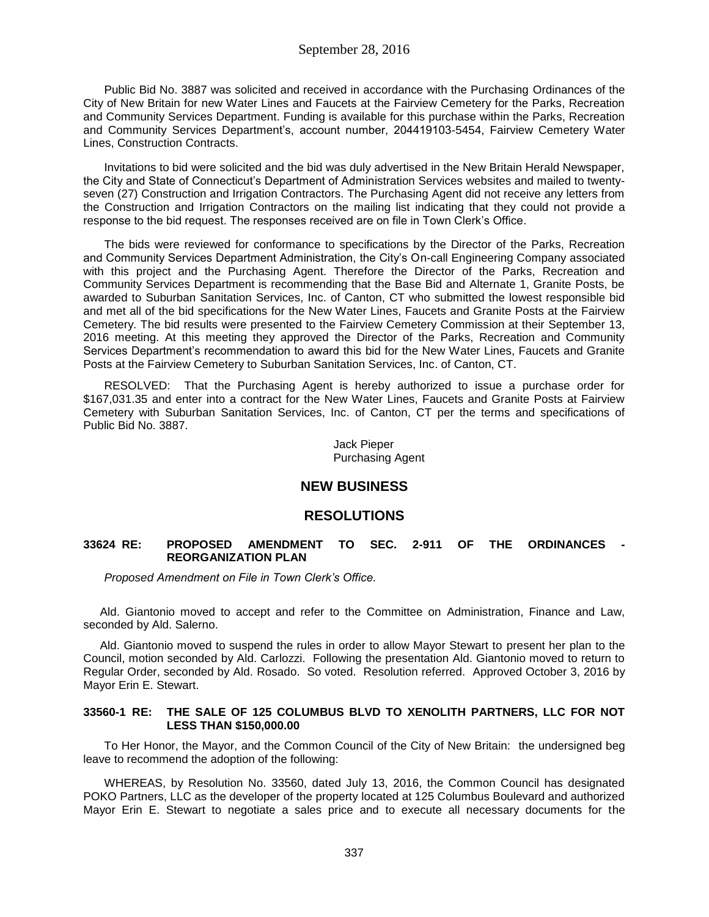Public Bid No. 3887 was solicited and received in accordance with the Purchasing Ordinances of the City of New Britain for new Water Lines and Faucets at the Fairview Cemetery for the Parks, Recreation and Community Services Department. Funding is available for this purchase within the Parks, Recreation and Community Services Department's, account number, 204419103-5454, Fairview Cemetery Water Lines, Construction Contracts.

Invitations to bid were solicited and the bid was duly advertised in the New Britain Herald Newspaper, the City and State of Connecticut's Department of Administration Services websites and mailed to twenty-seven (27) Construction and Irrigation Contractors. The Purchasing Agent did not receive any letters from the Construction and Irrigation Contractors on the mailing list indicating that they could not provide a response to the bid request. The responses received are on file in Town Clerk's Office.

The bids were reviewed for conformance to specifications by the Director of the Parks, Recreation and Community Services Department Administration, the City's On-call Engineering Company associated with this project and the Purchasing Agent. Therefore the Director of the Parks, Recreation and Community Services Department is recommending that the Base Bid and Alternate 1, Granite Posts, be awarded to Suburban Sanitation Services, Inc. of Canton, CT who submitted the lowest responsible bid and met all of the bid specifications for the New Water Lines, Faucets and Granite Posts at the Fairview Cemetery. The bid results were presented to the Fairview Cemetery Commission at their September 13, 2016 meeting. At this meeting they approved the Director of the Parks, Recreation and Community Services Department's recommendation to award this bid for the New Water Lines, Faucets and Granite Posts at the Fairview Cemetery to Suburban Sanitation Services, Inc. of Canton, CT.

RESOLVED: That the Purchasing Agent is hereby authorized to issue a purchase order for $167,031.35 and enter into a contract for the New Water Lines, Faucets and Granite Posts at Fairview Cemetery with Suburban Sanitation Services, Inc. of Canton, CT per the terms and specifications of Public Bid No. 3887.

Jack Pieper
Purchasing Agent

## NEW BUSINESS

## RESOLUTIONS

### 33624 RE: PROPOSED AMENDMENT TO SEC. 2-911 OF THE ORDINANCES - REORGANIZATION PLAN

*Proposed Amendment on File in Town Clerk's Office.*

Ald. Giantonio moved to accept and refer to the Committee on Administration, Finance and Law, seconded by Ald. Salerno.

Ald. Giantonio moved to suspend the rules in order to allow Mayor Stewart to present her plan to the Council, motion seconded by Ald. Carlozzi. Following the presentation Ald. Giantonio moved to return to Regular Order, seconded by Ald. Rosado. So voted. Resolution referred. Approved October 3, 2016 by Mayor Erin E. Stewart.

### 33560-1 RE: THE SALE OF 125 COLUMBUS BLVD TO XENOLITH PARTNERS, LLC FOR NOT LESS THAN $150,000.00

To Her Honor, the Mayor, and the Common Council of the City of New Britain: the undersigned beg leave to recommend the adoption of the following:

WHEREAS, by Resolution No. 33560, dated July 13, 2016, the Common Council has designated POKO Partners, LLC as the developer of the property located at 125 Columbus Boulevard and authorized Mayor Erin E. Stewart to negotiate a sales price and to execute all necessary documents for the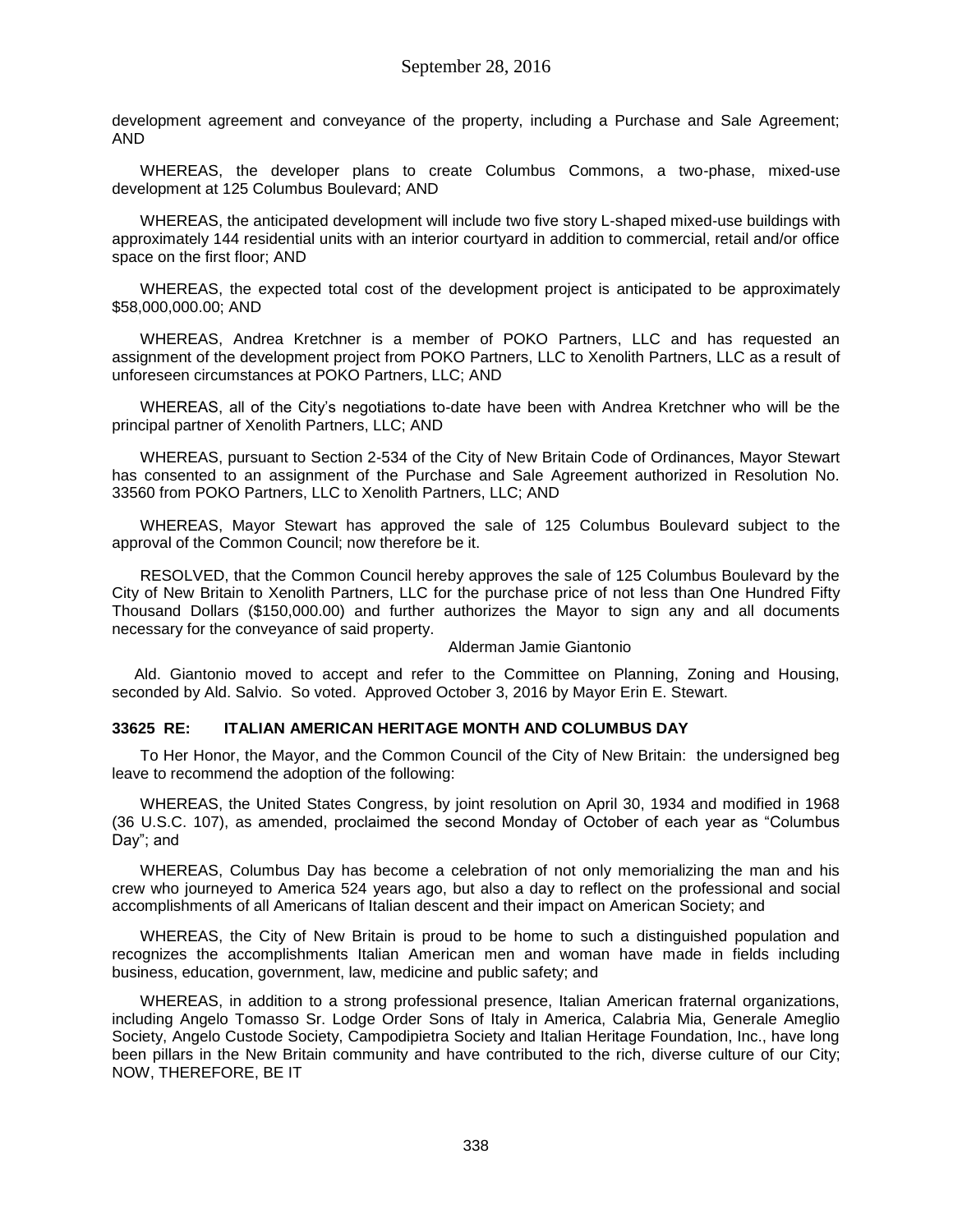development agreement and conveyance of the property, including a Purchase and Sale Agreement; AND

WHEREAS, the developer plans to create Columbus Commons, a two-phase, mixed-use development at 125 Columbus Boulevard; AND

WHEREAS, the anticipated development will include two five story L-shaped mixed-use buildings with approximately 144 residential units with an interior courtyard in addition to commercial, retail and/or office space on the first floor; AND

WHEREAS, the expected total cost of the development project is anticipated to be approximately \$58,000,000.00; AND

WHEREAS, Andrea Kretchner is a member of POKO Partners, LLC and has requested an assignment of the development project from POKO Partners, LLC to Xenolith Partners, LLC as a result of unforeseen circumstances at POKO Partners, LLC; AND

WHEREAS, all of the City's negotiations to-date have been with Andrea Kretchner who will be the principal partner of Xenolith Partners, LLC; AND

WHEREAS, pursuant to Section 2-534 of the City of New Britain Code of Ordinances, Mayor Stewart has consented to an assignment of the Purchase and Sale Agreement authorized in Resolution No. 33560 from POKO Partners, LLC to Xenolith Partners, LLC; AND

WHEREAS, Mayor Stewart has approved the sale of 125 Columbus Boulevard subject to the approval of the Common Council; now therefore be it.

RESOLVED, that the Common Council hereby approves the sale of 125 Columbus Boulevard by the City of New Britain to Xenolith Partners, LLC for the purchase price of not less than One Hundred Fifty Thousand Dollars (\$150,000.00) and further authorizes the Mayor to sign any and all documents necessary for the conveyance of said property.

Alderman Jamie Giantonio

Ald. Giantonio moved to accept and refer to the Committee on Planning, Zoning and Housing, seconded by Ald. Salvio. So voted. Approved October 3, 2016 by Mayor Erin E. Stewart.

**33625 RE: ITALIAN AMERICAN HERITAGE MONTH AND COLUMBUS DAY**

To Her Honor, the Mayor, and the Common Council of the City of New Britain: the undersigned beg leave to recommend the adoption of the following:

WHEREAS, the United States Congress, by joint resolution on April 30, 1934 and modified in 1968 (36 U.S.C. 107), as amended, proclaimed the second Monday of October of each year as "Columbus Day"; and

WHEREAS, Columbus Day has become a celebration of not only memorializing the man and his crew who journeyed to America 524 years ago, but also a day to reflect on the professional and social accomplishments of all Americans of Italian descent and their impact on American Society; and

WHEREAS, the City of New Britain is proud to be home to such a distinguished population and recognizes the accomplishments Italian American men and woman have made in fields including business, education, government, law, medicine and public safety; and

WHEREAS, in addition to a strong professional presence, Italian American fraternal organizations, including Angelo Tomasso Sr. Lodge Order Sons of Italy in America, Calabria Mia, Generale Ameglio Society, Angelo Custode Society, Campodipietra Society and Italian Heritage Foundation, Inc., have long been pillars in the New Britain community and have contributed to the rich, diverse culture of our City; NOW, THEREFORE, BE IT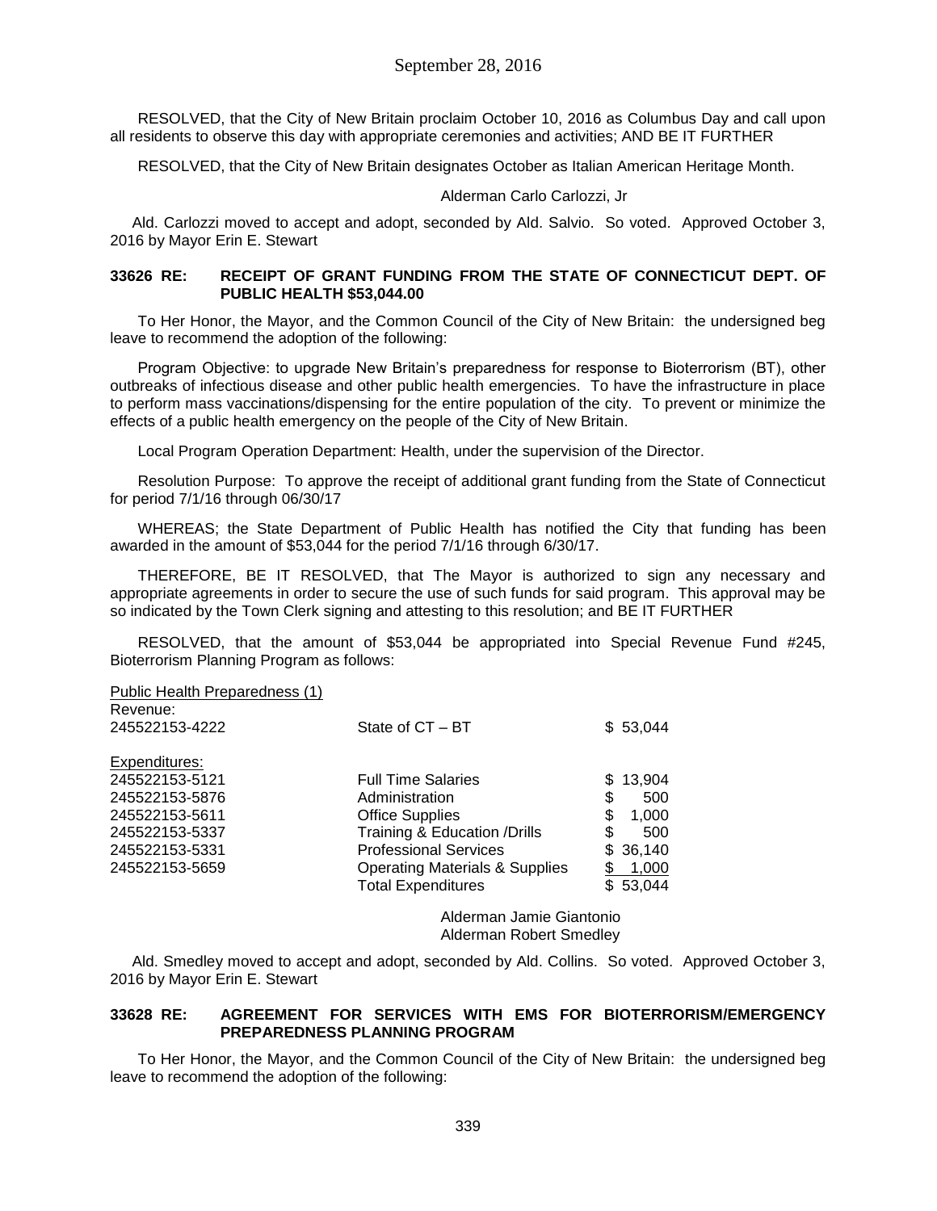RESOLVED, that the City of New Britain proclaim October 10, 2016 as Columbus Day and call upon all residents to observe this day with appropriate ceremonies and activities; AND BE IT FURTHER

RESOLVED, that the City of New Britain designates October as Italian American Heritage Month.

Alderman Carlo Carlozzi, Jr

Ald. Carlozzi moved to accept and adopt, seconded by Ald. Salvio. So voted. Approved October 3, 2016 by Mayor Erin E. Stewart

**33626 RE: RECEIPT OF GRANT FUNDING FROM THE STATE OF CONNECTICUT DEPT. OF PUBLIC HEALTH $53,044.00**

To Her Honor, the Mayor, and the Common Council of the City of New Britain: the undersigned beg leave to recommend the adoption of the following:

Program Objective: to upgrade New Britain's preparedness for response to Bioterrorism (BT), other outbreaks of infectious disease and other public health emergencies. To have the infrastructure in place to perform mass vaccinations/dispensing for the entire population of the city. To prevent or minimize the effects of a public health emergency on the people of the City of New Britain.

Local Program Operation Department: Health, under the supervision of the Director.

Resolution Purpose: To approve the receipt of additional grant funding from the State of Connecticut for period 7/1/16 through 06/30/17

WHEREAS; the State Department of Public Health has notified the City that funding has been awarded in the amount of $53,044 for the period 7/1/16 through 6/30/17.

THEREFORE, BE IT RESOLVED, that The Mayor is authorized to sign any necessary and appropriate agreements in order to secure the use of such funds for said program. This approval may be so indicated by the Town Clerk signing and attesting to this resolution; and BE IT FURTHER

RESOLVED, that the amount of $53,044 be appropriated into Special Revenue Fund #245, Bioterrorism Planning Program as follows:

| Public Health Preparedness (1) | | |
|---|---|---|
| Revenue: | | |
| 245522153-4222 | State of CT – BT | $ 53,044 |
| Expenditures: | | |
| 245522153-5121 | Full Time Salaries | $ 13,904 |
| 245522153-5876 | Administration | $ 500 |
| 245522153-5611 | Office Supplies | $ 1,000 |
| 245522153-5337 | Training & Education /Drills | $ 500 |
| 245522153-5331 | Professional Services | $ 36,140 |
| 245522153-5659 | Operating Materials & Supplies | $ 1,000 |
| | Total Expenditures | $ 53,044 |

Alderman Jamie Giantonio
Alderman Robert Smedley

Ald. Smedley moved to accept and adopt, seconded by Ald. Collins. So voted. Approved October 3, 2016 by Mayor Erin E. Stewart

**33628 RE: AGREEMENT FOR SERVICES WITH EMS FOR BIOTERRORISM/EMERGENCY PREPAREDNESS PLANNING PROGRAM**

To Her Honor, the Mayor, and the Common Council of the City of New Britain: the undersigned beg leave to recommend the adoption of the following: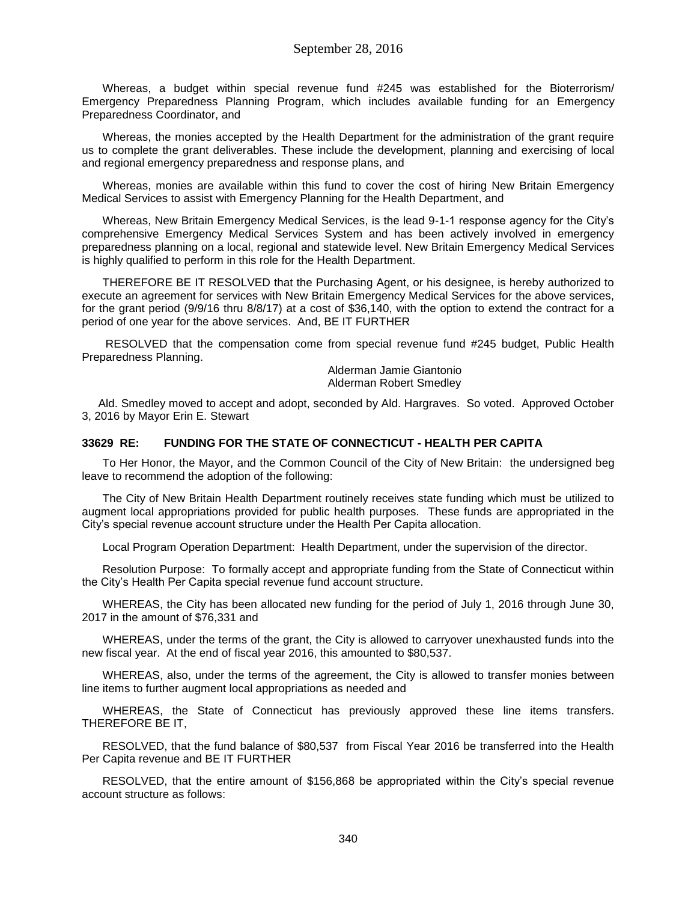Whereas, a budget within special revenue fund #245 was established for the Bioterrorism/ Emergency Preparedness Planning Program, which includes available funding for an Emergency Preparedness Coordinator, and

Whereas, the monies accepted by the Health Department for the administration of the grant require us to complete the grant deliverables. These include the development, planning and exercising of local and regional emergency preparedness and response plans, and

Whereas, monies are available within this fund to cover the cost of hiring New Britain Emergency Medical Services to assist with Emergency Planning for the Health Department, and

Whereas, New Britain Emergency Medical Services, is the lead 9-1-1 response agency for the City's comprehensive Emergency Medical Services System and has been actively involved in emergency preparedness planning on a local, regional and statewide level. New Britain Emergency Medical Services is highly qualified to perform in this role for the Health Department.

THEREFORE BE IT RESOLVED that the Purchasing Agent, or his designee, is hereby authorized to execute an agreement for services with New Britain Emergency Medical Services for the above services, for the grant period (9/9/16 thru 8/8/17) at a cost of $36,140, with the option to extend the contract for a period of one year for the above services. And, BE IT FURTHER

RESOLVED that the compensation come from special revenue fund #245 budget, Public Health Preparedness Planning.

Alderman Jamie Giantonio
Alderman Robert Smedley

Ald. Smedley moved to accept and adopt, seconded by Ald. Hargraves. So voted. Approved October 3, 2016 by Mayor Erin E. Stewart

**33629 RE: FUNDING FOR THE STATE OF CONNECTICUT - HEALTH PER CAPITA**

To Her Honor, the Mayor, and the Common Council of the City of New Britain: the undersigned beg leave to recommend the adoption of the following:

The City of New Britain Health Department routinely receives state funding which must be utilized to augment local appropriations provided for public health purposes. These funds are appropriated in the City's special revenue account structure under the Health Per Capita allocation.

Local Program Operation Department: Health Department, under the supervision of the director.

Resolution Purpose: To formally accept and appropriate funding from the State of Connecticut within the City's Health Per Capita special revenue fund account structure.

WHEREAS, the City has been allocated new funding for the period of July 1, 2016 through June 30, 2017 in the amount of $76,331 and

WHEREAS, under the terms of the grant, the City is allowed to carryover unexhausted funds into the new fiscal year. At the end of fiscal year 2016, this amounted to $80,537.

WHEREAS, also, under the terms of the agreement, the City is allowed to transfer monies between line items to further augment local appropriations as needed and

WHEREAS, the State of Connecticut has previously approved these line items transfers. THEREFORE BE IT,

RESOLVED, that the fund balance of $80,537 from Fiscal Year 2016 be transferred into the Health Per Capita revenue and BE IT FURTHER

RESOLVED, that the entire amount of $156,868 be appropriated within the City's special revenue account structure as follows: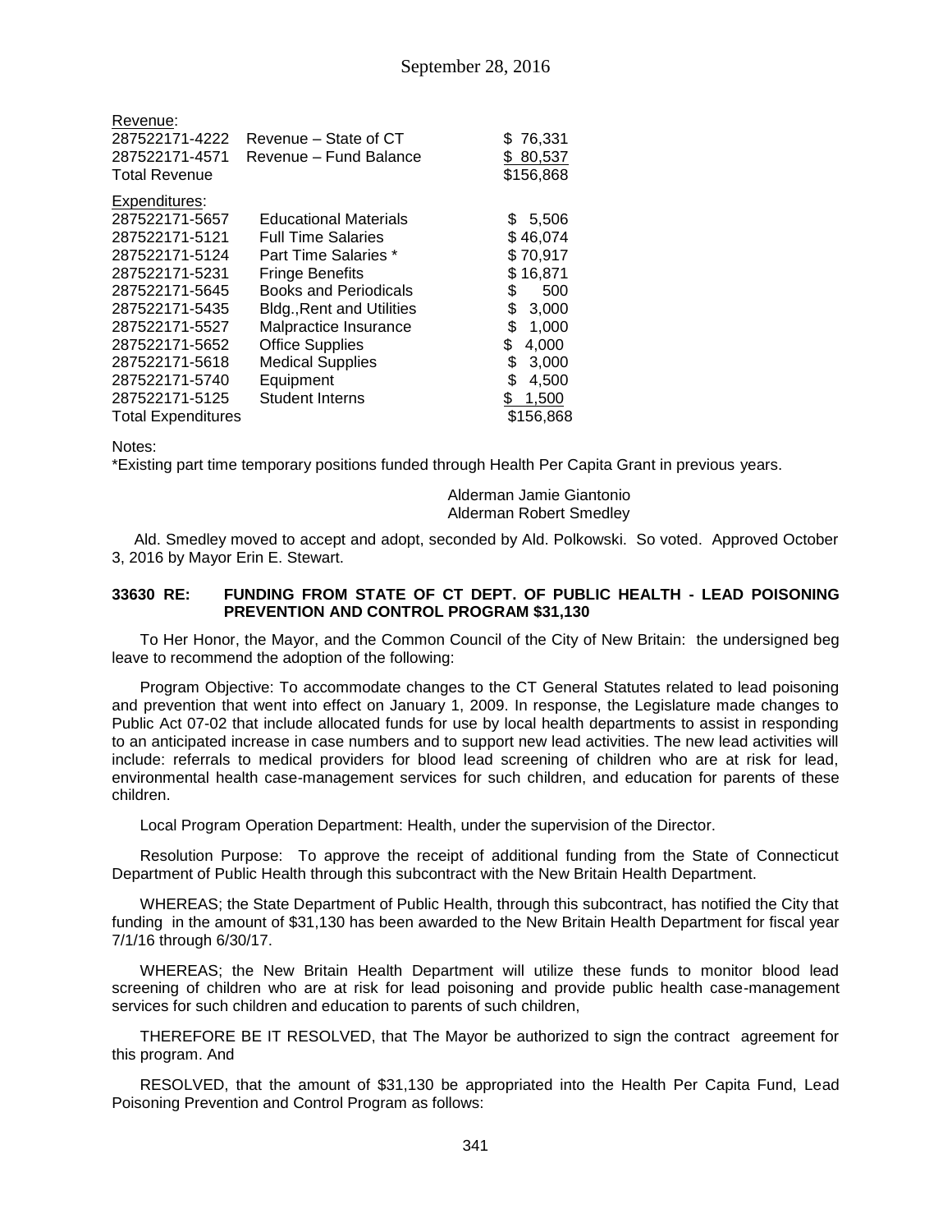Revenue:

| | | |
|---|---|---|
| 287522171-4222 | Revenue – State of CT | $ 76,331 |
| 287522171-4571 | Revenue – Fund Balance | $ 80,537 |
| Total Revenue | | $156,868 |

Expenditures:

| | | |
|---|---|---|
| 287522171-5657 | Educational Materials | $ 5,506 |
| 287522171-5121 | Full Time Salaries | $ 46,074 |
| 287522171-5124 | Part Time Salaries * | $ 70,917 |
| 287522171-5231 | Fringe Benefits | $ 16,871 |
| 287522171-5645 | Books and Periodicals | $ 500 |
| 287522171-5435 | Bldg.,Rent and Utilities | $ 3,000 |
| 287522171-5527 | Malpractice Insurance | $ 1,000 |
| 287522171-5652 | Office Supplies | $ 4,000 |
| 287522171-5618 | Medical Supplies | $ 3,000 |
| 287522171-5740 | Equipment | $ 4,500 |
| 287522171-5125 | Student Interns | $ 1,500 |
| Total Expenditures | | $156,868 |

Notes:
*Existing part time temporary positions funded through Health Per Capita Grant in previous years.

Alderman Jamie Giantonio
Alderman Robert Smedley

Ald. Smedley moved to accept and adopt, seconded by Ald. Polkowski. So voted. Approved October 3, 2016 by Mayor Erin E. Stewart.

**33630 RE: FUNDING FROM STATE OF CT DEPT. OF PUBLIC HEALTH - LEAD POISONING PREVENTION AND CONTROL PROGRAM $31,130**

To Her Honor, the Mayor, and the Common Council of the City of New Britain: the undersigned beg leave to recommend the adoption of the following:

Program Objective: To accommodate changes to the CT General Statutes related to lead poisoning and prevention that went into effect on January 1, 2009. In response, the Legislature made changes to Public Act 07-02 that include allocated funds for use by local health departments to assist in responding to an anticipated increase in case numbers and to support new lead activities. The new lead activities will include: referrals to medical providers for blood lead screening of children who are at risk for lead, environmental health case-management services for such children, and education for parents of these children.

Local Program Operation Department: Health, under the supervision of the Director.

Resolution Purpose: To approve the receipt of additional funding from the State of Connecticut Department of Public Health through this subcontract with the New Britain Health Department.

WHEREAS; the State Department of Public Health, through this subcontract, has notified the City that funding in the amount of $31,130 has been awarded to the New Britain Health Department for fiscal year 7/1/16 through 6/30/17.

WHEREAS; the New Britain Health Department will utilize these funds to monitor blood lead screening of children who are at risk for lead poisoning and provide public health case-management services for such children and education to parents of such children,

THEREFORE BE IT RESOLVED, that The Mayor be authorized to sign the contract agreement for this program. And

RESOLVED, that the amount of $31,130 be appropriated into the Health Per Capita Fund, Lead Poisoning Prevention and Control Program as follows: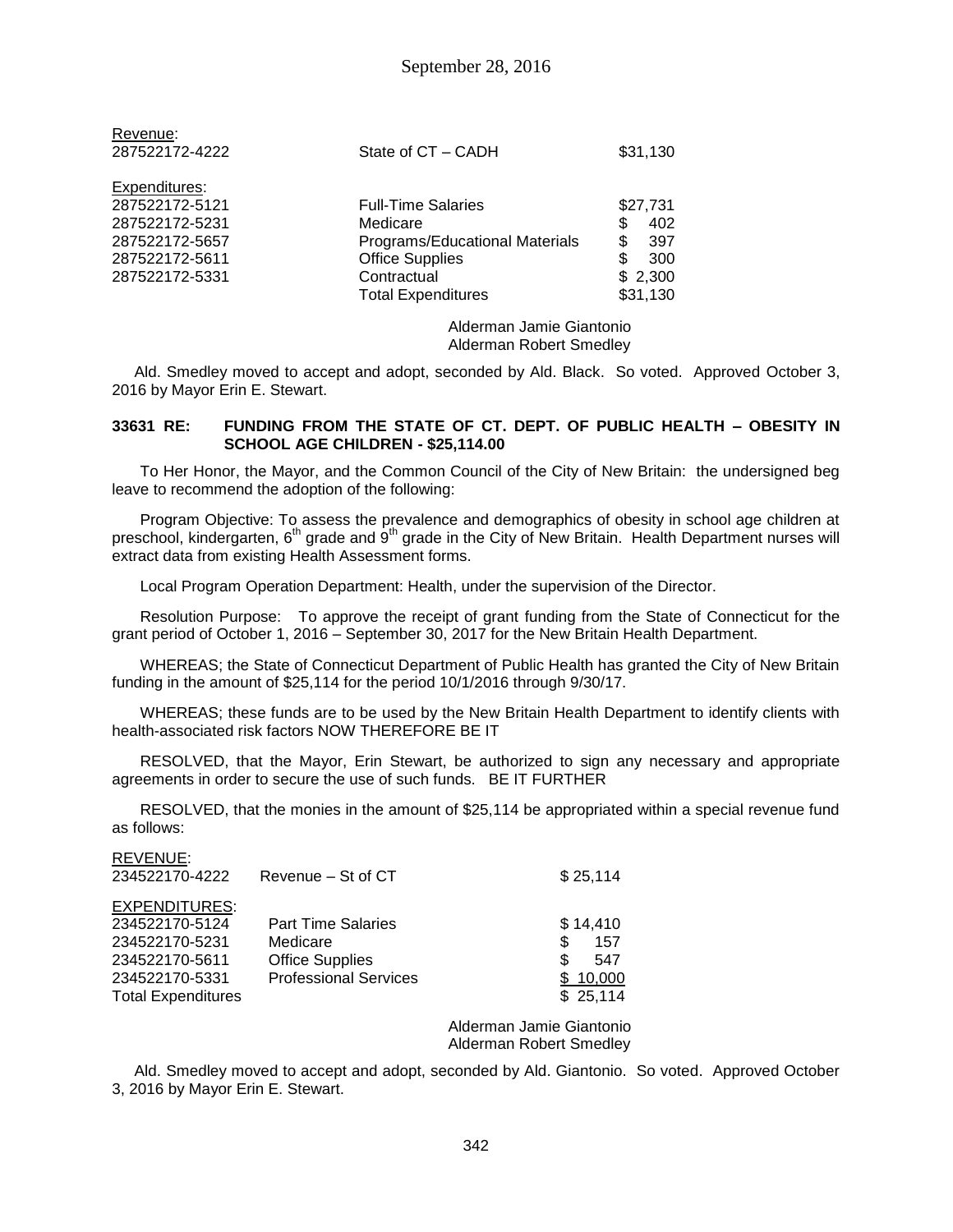Revenue:

| | | |
|---|---|---|
| 287522172-4222 | State of CT – CADH | $31,130 |

Expenditures:

| | | |
|---|---|---|
| 287522172-5121 | Full-Time Salaries | $27,731 |
| 287522172-5231 | Medicare | $ 402 |
| 287522172-5657 | Programs/Educational Materials | $ 397 |
| 287522172-5611 | Office Supplies | $ 300 |
| 287522172-5331 | Contractual | $ 2,300 |
| | Total Expenditures | $31,130 |

Alderman Jamie Giantonio
Alderman Robert Smedley

Ald. Smedley moved to accept and adopt, seconded by Ald. Black. So voted. Approved October 3, 2016 by Mayor Erin E. Stewart.

**33631 RE: FUNDING FROM THE STATE OF CT. DEPT. OF PUBLIC HEALTH – OBESITY IN SCHOOL AGE CHILDREN - $25,114.00**

To Her Honor, the Mayor, and the Common Council of the City of New Britain: the undersigned beg leave to recommend the adoption of the following:

Program Objective: To assess the prevalence and demographics of obesity in school age children at preschool, kindergarten, 6th grade and 9th grade in the City of New Britain. Health Department nurses will extract data from existing Health Assessment forms.

Local Program Operation Department: Health, under the supervision of the Director.

Resolution Purpose: To approve the receipt of grant funding from the State of Connecticut for the grant period of October 1, 2016 – September 30, 2017 for the New Britain Health Department.

WHEREAS; the State of Connecticut Department of Public Health has granted the City of New Britain funding in the amount of $25,114 for the period 10/1/2016 through 9/30/17.

WHEREAS; these funds are to be used by the New Britain Health Department to identify clients with health-associated risk factors NOW THEREFORE BE IT

RESOLVED, that the Mayor, Erin Stewart, be authorized to sign any necessary and appropriate agreements in order to secure the use of such funds. BE IT FURTHER

RESOLVED, that the monies in the amount of $25,114 be appropriated within a special revenue fund as follows:

REVENUE:

| | | |
|---|---|---|
| 234522170-4222 | Revenue – St of CT | $ 25,114 |

EXPENDITURES:

| | | |
|---|---|---|
| 234522170-5124 | Part Time Salaries | $ 14,410 |
| 234522170-5231 | Medicare | $ 157 |
| 234522170-5611 | Office Supplies | $ 547 |
| 234522170-5331 | Professional Services | $ 10,000 |
| Total Expenditures | | $ 25,114 |

Alderman Jamie Giantonio
Alderman Robert Smedley

Ald. Smedley moved to accept and adopt, seconded by Ald. Giantonio. So voted. Approved October 3, 2016 by Mayor Erin E. Stewart.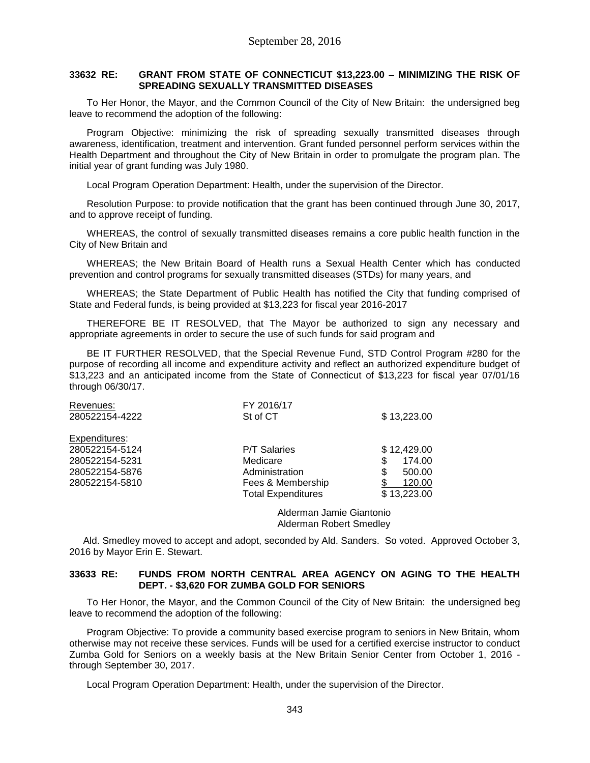**33632 RE: GRANT FROM STATE OF CONNECTICUT $13,223.00 – MINIMIZING THE RISK OF SPREADING SEXUALLY TRANSMITTED DISEASES**

To Her Honor, the Mayor, and the Common Council of the City of New Britain: the undersigned beg leave to recommend the adoption of the following:

Program Objective: minimizing the risk of spreading sexually transmitted diseases through awareness, identification, treatment and intervention. Grant funded personnel perform services within the Health Department and throughout the City of New Britain in order to promulgate the program plan. The initial year of grant funding was July 1980.

Local Program Operation Department: Health, under the supervision of the Director.

Resolution Purpose: to provide notification that the grant has been continued through June 30, 2017, and to approve receipt of funding.

WHEREAS, the control of sexually transmitted diseases remains a core public health function in the City of New Britain and

WHEREAS; the New Britain Board of Health runs a Sexual Health Center which has conducted prevention and control programs for sexually transmitted diseases (STDs) for many years, and

WHEREAS; the State Department of Public Health has notified the City that funding comprised of State and Federal funds, is being provided at $13,223 for fiscal year 2016-2017

THEREFORE BE IT RESOLVED, that The Mayor be authorized to sign any necessary and appropriate agreements in order to secure the use of such funds for said program and

BE IT FURTHER RESOLVED, that the Special Revenue Fund, STD Control Program #280 for the purpose of recording all income and expenditure activity and reflect an authorized expenditure budget of $13,223 and an anticipated income from the State of Connecticut of $13,223 for fiscal year 07/01/16 through 06/30/17.

| Revenues: | FY 2016/17 | |
|---|---|---|
| 280522154-4222 | St of CT | $ 13,223.00 |
| Expenditures: | | |
| 280522154-5124 | P/T Salaries | $ 12,429.00 |
| 280522154-5231 | Medicare | $ 174.00 |
| 280522154-5876 | Administration | $ 500.00 |
| 280522154-5810 | Fees & Membership | $ 120.00 |
| | Total Expenditures | $ 13,223.00 |

Alderman Jamie Giantonio
Alderman Robert Smedley

Ald. Smedley moved to accept and adopt, seconded by Ald. Sanders. So voted. Approved October 3, 2016 by Mayor Erin E. Stewart.

**33633 RE: FUNDS FROM NORTH CENTRAL AREA AGENCY ON AGING TO THE HEALTH DEPT. - $3,620 FOR ZUMBA GOLD FOR SENIORS**

To Her Honor, the Mayor, and the Common Council of the City of New Britain: the undersigned beg leave to recommend the adoption of the following:

Program Objective: To provide a community based exercise program to seniors in New Britain, whom otherwise may not receive these services. Funds will be used for a certified exercise instructor to conduct Zumba Gold for Seniors on a weekly basis at the New Britain Senior Center from October 1, 2016 - through September 30, 2017.

Local Program Operation Department: Health, under the supervision of the Director.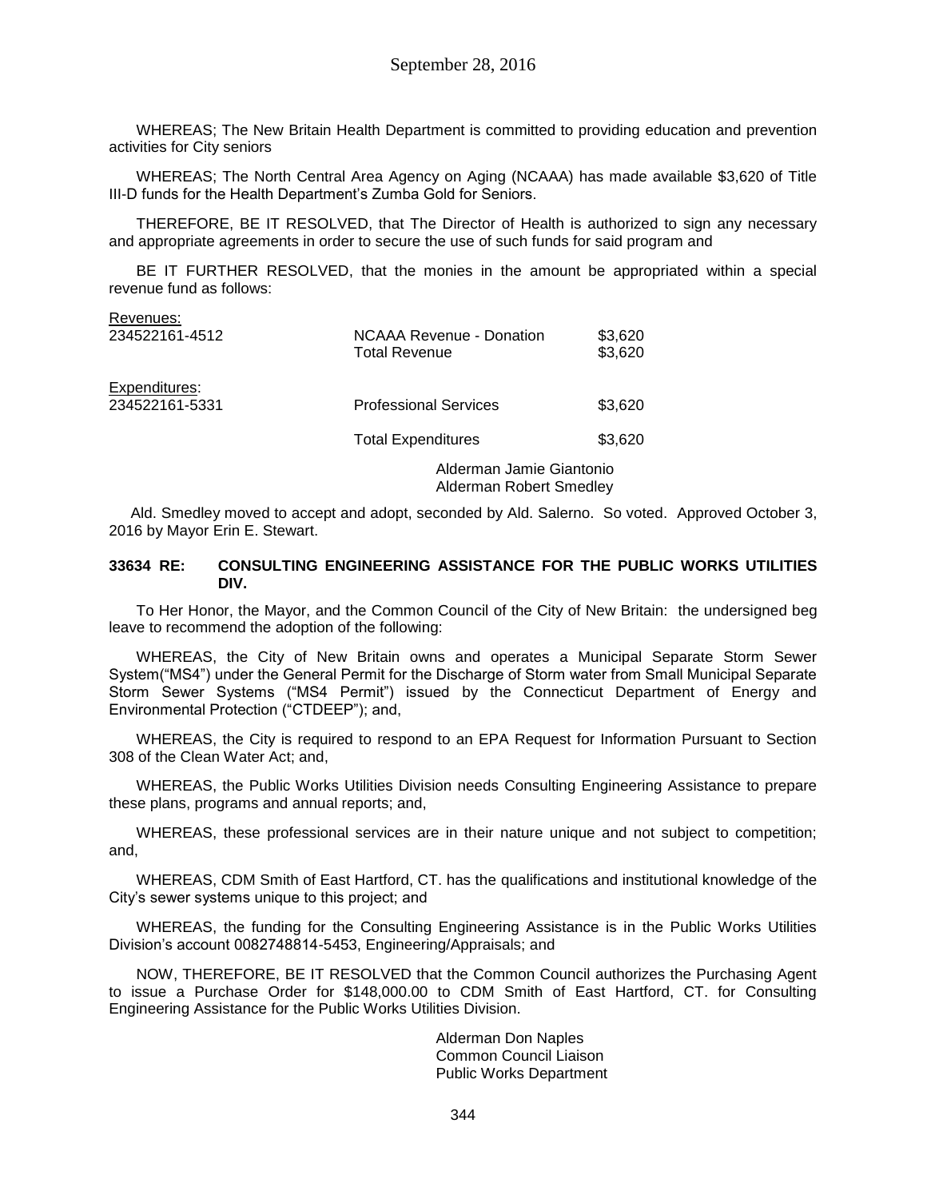WHEREAS; The New Britain Health Department is committed to providing education and prevention activities for City seniors

WHEREAS; The North Central Area Agency on Aging (NCAAA) has made available $3,620 of Title III-D funds for the Health Department's Zumba Gold for Seniors.

THEREFORE, BE IT RESOLVED, that The Director of Health is authorized to sign any necessary and appropriate agreements in order to secure the use of such funds for said program and

BE IT FURTHER RESOLVED, that the monies in the amount be appropriated within a special revenue fund as follows:

| Revenues: | | |
|---|---|---|
| 234522161-4512 | NCAAA Revenue - Donation | $3,620 |
| | Total Revenue | $3,620 |
| Expenditures: | | |
| 234522161-5331 | Professional Services | $3,620 |
| | Total Expenditures | $3,620 |

Alderman Jamie Giantonio
Alderman Robert Smedley

Ald. Smedley moved to accept and adopt, seconded by Ald. Salerno. So voted. Approved October 3, 2016 by Mayor Erin E. Stewart.

**33634 RE: CONSULTING ENGINEERING ASSISTANCE FOR THE PUBLIC WORKS UTILITIES DIV.**

To Her Honor, the Mayor, and the Common Council of the City of New Britain: the undersigned beg leave to recommend the adoption of the following:

WHEREAS, the City of New Britain owns and operates a Municipal Separate Storm Sewer System("MS4") under the General Permit for the Discharge of Storm water from Small Municipal Separate Storm Sewer Systems ("MS4 Permit") issued by the Connecticut Department of Energy and Environmental Protection ("CTDEEP"); and,

WHEREAS, the City is required to respond to an EPA Request for Information Pursuant to Section 308 of the Clean Water Act; and,

WHEREAS, the Public Works Utilities Division needs Consulting Engineering Assistance to prepare these plans, programs and annual reports; and,

WHEREAS, these professional services are in their nature unique and not subject to competition; and,

WHEREAS, CDM Smith of East Hartford, CT. has the qualifications and institutional knowledge of the City's sewer systems unique to this project; and

WHEREAS, the funding for the Consulting Engineering Assistance is in the Public Works Utilities Division's account 0082748814-5453, Engineering/Appraisals; and

NOW, THEREFORE, BE IT RESOLVED that the Common Council authorizes the Purchasing Agent to issue a Purchase Order for $148,000.00 to CDM Smith of East Hartford, CT. for Consulting Engineering Assistance for the Public Works Utilities Division.

Alderman Don Naples
Common Council Liaison
Public Works Department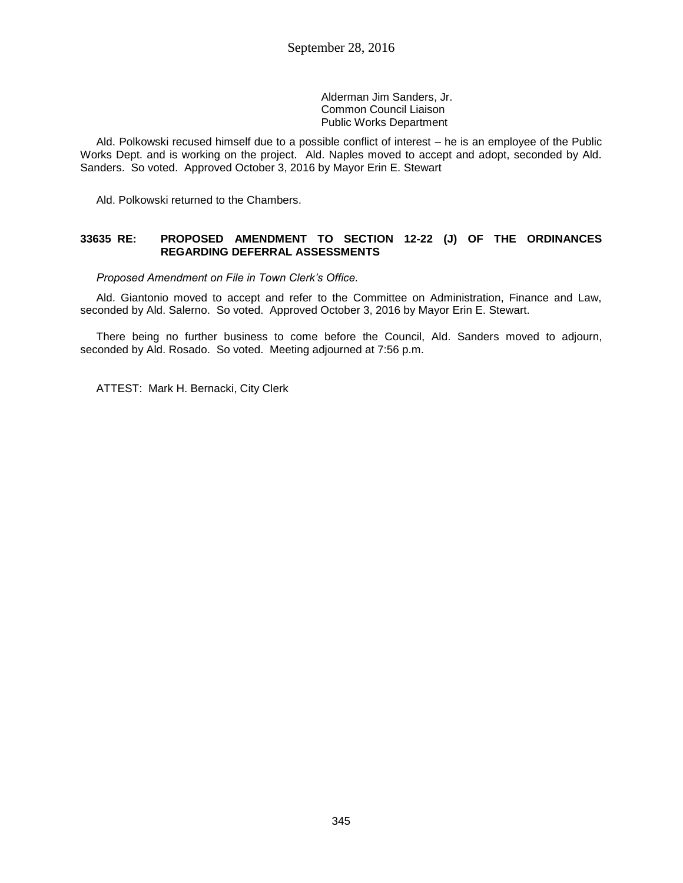Alderman Jim Sanders, Jr.
Common Council Liaison
Public Works Department

Ald. Polkowski recused himself due to a possible conflict of interest – he is an employee of the Public Works Dept. and is working on the project. Ald. Naples moved to accept and adopt, seconded by Ald. Sanders. So voted. Approved October 3, 2016 by Mayor Erin E. Stewart

Ald. Polkowski returned to the Chambers.

**33635 RE: PROPOSED AMENDMENT TO SECTION 12-22 (J) OF THE ORDINANCES REGARDING DEFERRAL ASSESSMENTS**

*Proposed Amendment on File in Town Clerk's Office.*

Ald. Giantonio moved to accept and refer to the Committee on Administration, Finance and Law, seconded by Ald. Salerno. So voted. Approved October 3, 2016 by Mayor Erin E. Stewart.

There being no further business to come before the Council, Ald. Sanders moved to adjourn, seconded by Ald. Rosado. So voted. Meeting adjourned at 7:56 p.m.

ATTEST: Mark H. Bernacki, City Clerk